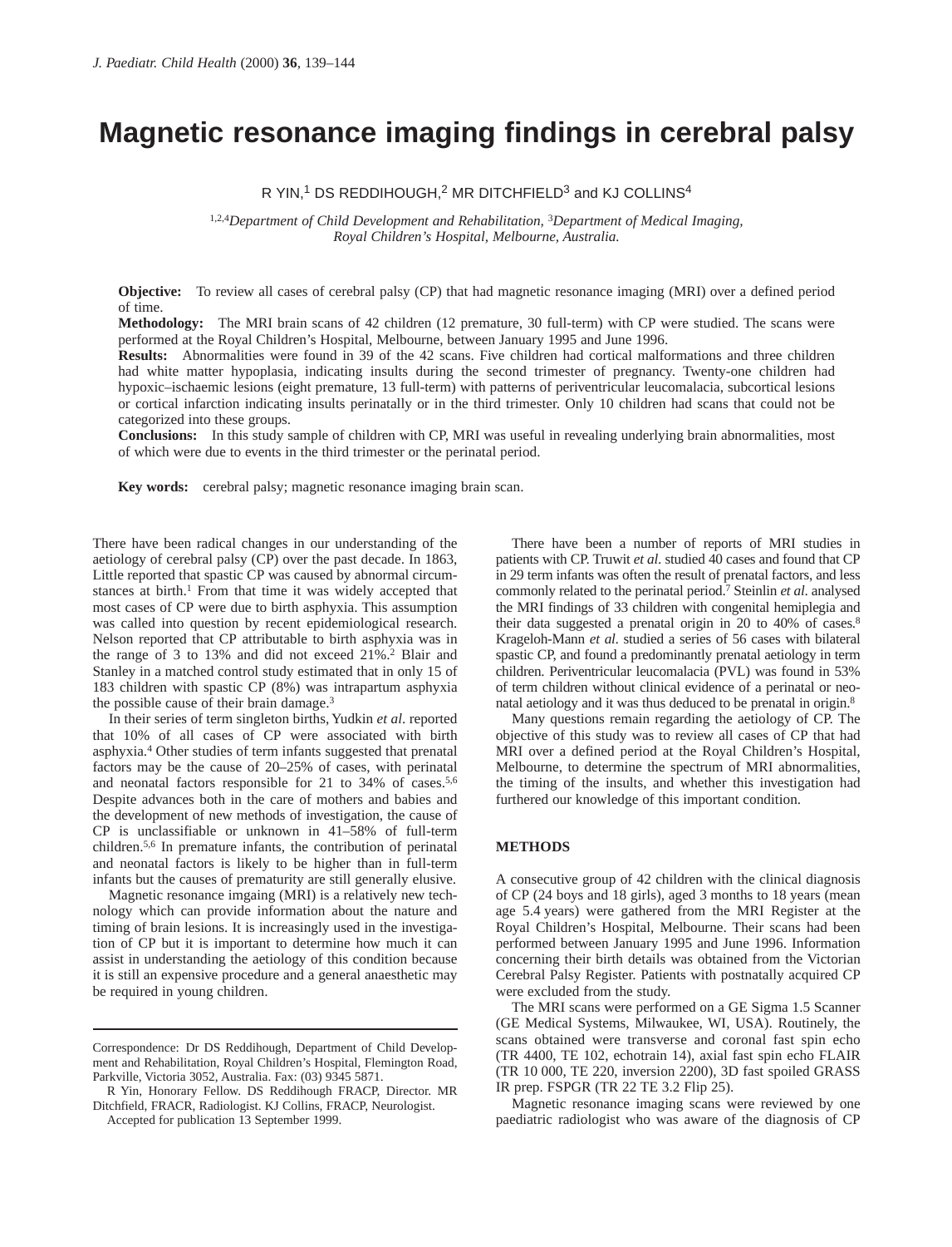# Magnetic resonance imaging findings in cerebral palsy

R YIN,[1] DS REDDIHOUGH,[2] MR DITCHFIELD[3] and KJ COLLINS[4]

[1,2,4]*Department of Child Development and Rehabilitation,* [3]*Department of Medical Imaging, Royal Children's Hospital, Melbourne, Australia.*

**Objective:** To review all cases of cerebral palsy (CP) that had magnetic resonance imaging (MRI) over a defined period of time.

**Methodology:** The MRI brain scans of 42 children (12 premature, 30 full-term) with CP were studied. The scans were performed at the Royal Children's Hospital, Melbourne, between January 1995 and June 1996.

**Results:** Abnormalities were found in 39 of the 42 scans. Five children had cortical malformations and three children had white matter hypoplasia, indicating insults during the second trimester of pregnancy. Twenty-one children had hypoxic–ischaemic lesions (eight premature, 13 full-term) with patterns of periventricular leucomalacia, subcortical lesions or cortical infarction indicating insults perinatally or in the third trimester. Only 10 children had scans that could not be categorized into these groups.

**Conclusions:** In this study sample of children with CP, MRI was useful in revealing underlying brain abnormalities, most of which were due to events in the third trimester or the perinatal period.

**Key words:** cerebral palsy; magnetic resonance imaging brain scan.

There have been radical changes in our understanding of the aetiology of cerebral palsy (CP) over the past decade. In 1863, Little reported that spastic CP was caused by abnormal circumstances at birth.[1] From that time it was widely accepted that most cases of CP were due to birth asphyxia. This assumption was called into question by recent epidemiological research. Nelson reported that CP attributable to birth asphyxia was in the range of 3 to 13% and did not exceed 21%.[2] Blair and Stanley in a matched control study estimated that in only 15 of 183 children with spastic CP (8%) was intrapartum asphyxia the possible cause of their brain damage.[3]

In their series of term singleton births, Yudkin *et al*. reported that 10% of all cases of CP were associated with birth asphyxia.[4] Other studies of term infants suggested that prenatal factors may be the cause of 20–25% of cases, with perinatal and neonatal factors responsible for 21 to 34% of cases.[5,6] Despite advances both in the care of mothers and babies and the development of new methods of investigation, the cause of CP is unclassifiable or unknown in 41–58% of full-term children.[5,6] In premature infants, the contribution of perinatal and neonatal factors is likely to be higher than in full-term infants but the causes of prematurity are still generally elusive.

Magnetic resonance imgaing (MRI) is a relatively new technology which can provide information about the nature and timing of brain lesions. It is increasingly used in the investigation of CP but it is important to determine how much it can assist in understanding the aetiology of this condition because it is still an expensive procedure and a general anaesthetic may be required in young children.

Correspondence: Dr DS Reddihough, Department of Child Development and Rehabilitation, Royal Children's Hospital, Flemington Road, Parkville, Victoria 3052, Australia. Fax: (03) 9345 5871.

R Yin, Honorary Fellow. DS Reddihough FRACP, Director. MR Ditchfield, FRACR, Radiologist. KJ Collins, FRACP, Neurologist.

Accepted for publication 13 September 1999.

There have been a number of reports of MRI studies in patients with CP. Truwit *et al*. studied 40 cases and found that CP in 29 term infants was often the result of prenatal factors, and less commonly related to the perinatal period.[7] Steinlin *et al*. analysed the MRI findings of 33 children with congenital hemiplegia and their data suggested a prenatal origin in 20 to 40% of cases.[8] Krageloh-Mann *et al*. studied a series of 56 cases with bilateral spastic CP, and found a predominantly prenatal aetiology in term children. Periventricular leucomalacia (PVL) was found in 53% of term children without clinical evidence of a perinatal or neonatal aetiology and it was thus deduced to be prenatal in origin.[8]

Many questions remain regarding the aetiology of CP. The objective of this study was to review all cases of CP that had MRI over a defined period at the Royal Children's Hospital, Melbourne, to determine the spectrum of MRI abnormalities, the timing of the insults, and whether this investigation had furthered our knowledge of this important condition.

## METHODS

A consecutive group of 42 children with the clinical diagnosis of CP (24 boys and 18 girls), aged 3 months to 18 years (mean age 5.4 years) were gathered from the MRI Register at the Royal Children's Hospital, Melbourne. Their scans had been performed between January 1995 and June 1996. Information concerning their birth details was obtained from the Victorian Cerebral Palsy Register. Patients with postnatally acquired CP were excluded from the study.

The MRI scans were performed on a GE Sigma 1.5 Scanner (GE Medical Systems, Milwaukee, WI, USA). Routinely, the scans obtained were transverse and coronal fast spin echo (TR 4400, TE 102, echotrain 14), axial fast spin echo FLAIR (TR 10 000, TE 220, inversion 2200), 3D fast spoiled GRASS IR prep. FSPGR (TR 22 TE 3.2 Flip 25).

Magnetic resonance imaging scans were reviewed by one paediatric radiologist who was aware of the diagnosis of CP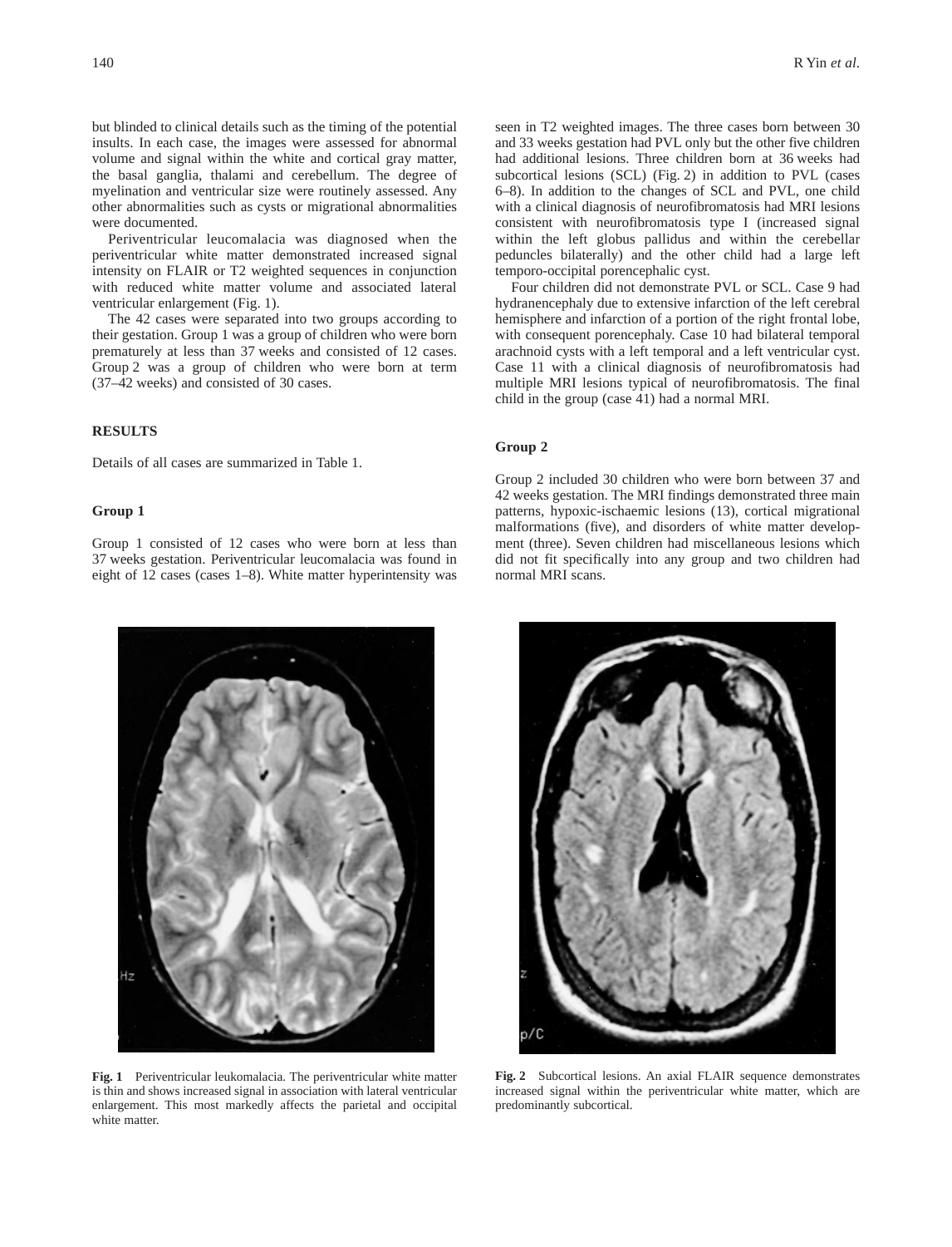but blinded to clinical details such as the timing of the potential insults. In each case, the images were assessed for abnormal volume and signal within the white and cortical gray matter, the basal ganglia, thalami and cerebellum. The degree of myelination and ventricular size were routinely assessed. Any other abnormalities such as cysts or migrational abnormalities were documented.

Periventricular leucomalacia was diagnosed when the periventricular white matter demonstrated increased signal intensity on FLAIR or T2 weighted sequences in conjunction with reduced white matter volume and associated lateral ventricular enlargement (Fig. 1).

The 42 cases were separated into two groups according to their gestation. Group 1 was a group of children who were born prematurely at less than 37 weeks and consisted of 12 cases. Group 2 was a group of children who were born at term (37–42 weeks) and consisted of 30 cases.

## RESULTS

Details of all cases are summarized in Table 1.

### Group 1

Group 1 consisted of 12 cases who were born at less than 37 weeks gestation. Periventricular leucomalacia was found in eight of 12 cases (cases 1–8). White matter hyperintensity was seen in T2 weighted images. The three cases born between 30 and 33 weeks gestation had PVL only but the other five children had additional lesions. Three children born at 36 weeks had subcortical lesions (SCL) (Fig. 2) in addition to PVL (cases 6–8). In addition to the changes of SCL and PVL, one child with a clinical diagnosis of neurofibromatosis had MRI lesions consistent with neurofibromatosis type I (increased signal within the left globus pallidus and within the cerebellar peduncles bilaterally) and the other child had a large left temporo-occipital porencephalic cyst.

Four children did not demonstrate PVL or SCL. Case 9 had hydranencephaly due to extensive infarction of the left cerebral hemisphere and infarction of a portion of the right frontal lobe, with consequent porencephaly. Case 10 had bilateral temporal arachnoid cysts with a left temporal and a left ventricular cyst. Case 11 with a clinical diagnosis of neurofibromatosis had multiple MRI lesions typical of neurofibromatosis. The final child in the group (case 41) had a normal MRI.

### Group 2

Group 2 included 30 children who were born between 37 and 42 weeks gestation. The MRI findings demonstrated three main patterns, hypoxic-ischaemic lesions (13), cortical migrational malformations (five), and disorders of white matter development (three). Seven children had miscellaneous lesions which did not fit specifically into any group and two children had normal MRI scans.

**Fig. 1** Periventricular leukomalacia. The periventricular white matter is thin and shows increased signal in association with lateral ventricular enlargement. This most markedly affects the parietal and occipital white matter.

**Fig. 2** Subcortical lesions. An axial FLAIR sequence demonstrates increased signal within the periventricular white matter, which are predominantly subcortical.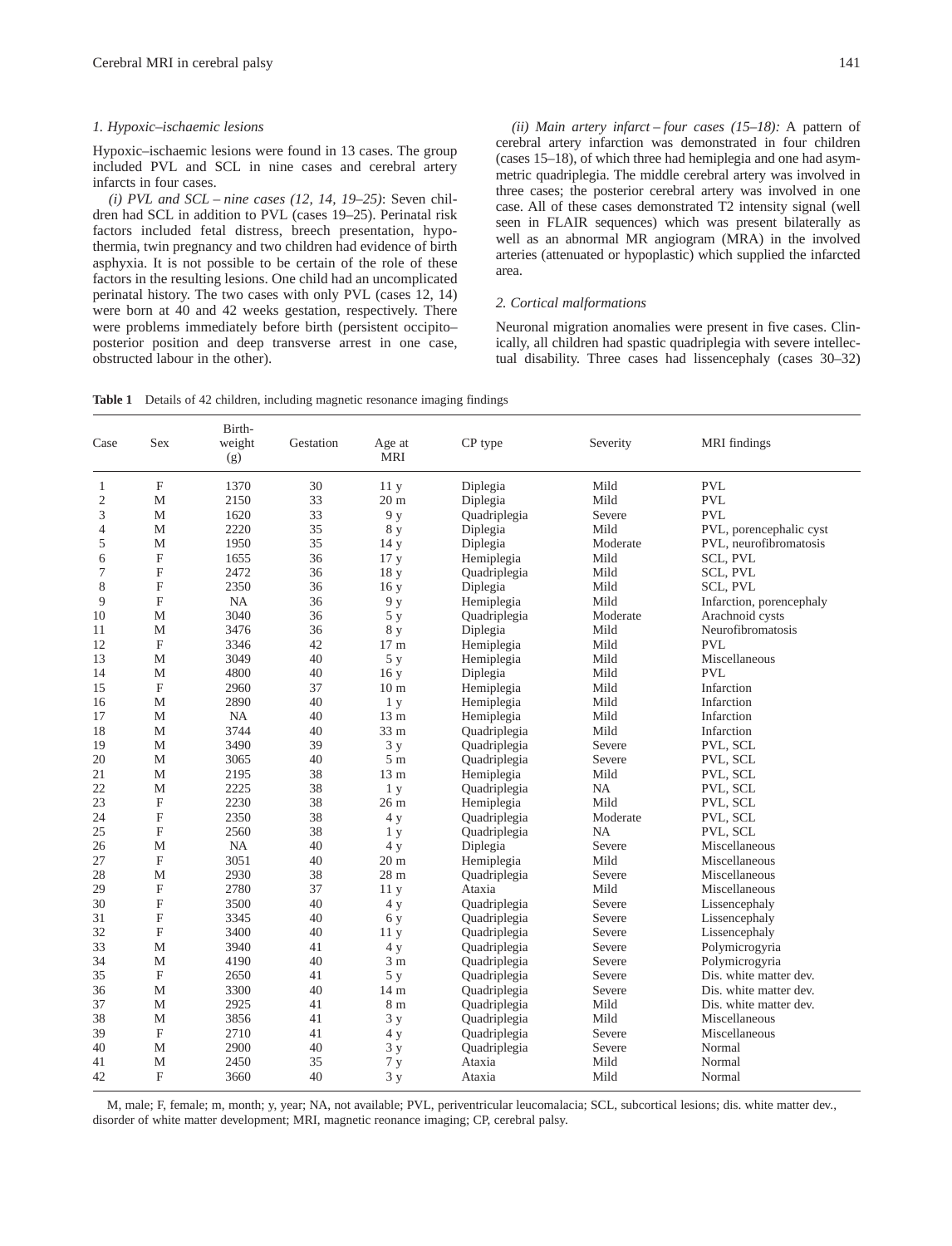*1. Hypoxic–ischaemic lesions*

Hypoxic–ischaemic lesions were found in 13 cases. The group included PVL and SCL in nine cases and cerebral artery infarcts in four cases.

*(i) PVL and SCL – nine cases (12, 14, 19–25)*: Seven children had SCL in addition to PVL (cases 19–25). Perinatal risk factors included fetal distress, breech presentation, hypothermia, twin pregnancy and two children had evidence of birth asphyxia. It is not possible to be certain of the role of these factors in the resulting lesions. One child had an uncomplicated perinatal history. The two cases with only PVL (cases 12, 14) were born at 40 and 42 weeks gestation, respectively. There were problems immediately before birth (persistent occipito–posterior position and deep transverse arrest in one case, obstructed labour in the other).

*(ii) Main artery infarct – four cases (15–18):* A pattern of cerebral artery infarction was demonstrated in four children (cases 15–18), of which three had hemiplegia and one had asymmetric quadriplegia. The middle cerebral artery was involved in three cases; the posterior cerebral artery was involved in one case. All of these cases demonstrated T2 intensity signal (well seen in FLAIR sequences) which was present bilaterally as well as an abnormal MR angiogram (MRA) in the involved arteries (attenuated or hypoplastic) which supplied the infarcted area.

*2. Cortical malformations*

Neuronal migration anomalies were present in five cases. Clinically, all children had spastic quadriplegia with severe intellectual disability. Three cases had lissencephaly (cases 30–32)

**Table 1** Details of 42 children, including magnetic resonance imaging findings

| Case | Sex | Birth-weight (g) | Gestation | Age at MRI | CP type | Severity | MRI findings |
|---|---|---|---|---|---|---|---|
| 1 | F | 1370 | 30 | 11 y | Diplegia | Mild | PVL |
| 2 | M | 2150 | 33 | 20 m | Diplegia | Mild | PVL |
| 3 | M | 1620 | 33 | 9 y | Quadriplegia | Severe | PVL |
| 4 | M | 2220 | 35 | 8 y | Diplegia | Mild | PVL, porencephalic cyst |
| 5 | M | 1950 | 35 | 14 y | Diplegia | Moderate | PVL, neurofibromatosis |
| 6 | F | 1655 | 36 | 17 y | Hemiplegia | Mild | SCL, PVL |
| 7 | F | 2472 | 36 | 18 y | Quadriplegia | Mild | SCL, PVL |
| 8 | F | 2350 | 36 | 16 y | Diplegia | Mild | SCL, PVL |
| 9 | F | NA | 36 | 9 y | Hemiplegia | Mild | Infarction, porencephaly |
| 10 | M | 3040 | 36 | 5 y | Quadriplegia | Moderate | Arachnoid cysts |
| 11 | M | 3476 | 36 | 8 y | Diplegia | Mild | Neurofibromatosis |
| 12 | F | 3346 | 42 | 17 m | Hemiplegia | Mild | PVL |
| 13 | M | 3049 | 40 | 5 y | Hemiplegia | Mild | Miscellaneous |
| 14 | M | 4800 | 40 | 16 y | Diplegia | Mild | PVL |
| 15 | F | 2960 | 37 | 10 m | Hemiplegia | Mild | Infarction |
| 16 | M | 2890 | 40 | 1 y | Hemiplegia | Mild | Infarction |
| 17 | M | NA | 40 | 13 m | Hemiplegia | Mild | Infarction |
| 18 | M | 3744 | 40 | 33 m | Quadriplegia | Mild | Infarction |
| 19 | M | 3490 | 39 | 3 y | Quadriplegia | Severe | PVL, SCL |
| 20 | M | 3065 | 40 | 5 m | Quadriplegia | Severe | PVL, SCL |
| 21 | M | 2195 | 38 | 13 m | Hemiplegia | Mild | PVL, SCL |
| 22 | M | 2225 | 38 | 1 y | Quadriplegia | NA | PVL, SCL |
| 23 | F | 2230 | 38 | 26 m | Hemiplegia | Mild | PVL, SCL |
| 24 | F | 2350 | 38 | 4 y | Quadriplegia | Moderate | PVL, SCL |
| 25 | F | 2560 | 38 | 1 y | Quadriplegia | NA | PVL, SCL |
| 26 | M | NA | 40 | 4 y | Diplegia | Severe | Miscellaneous |
| 27 | F | 3051 | 40 | 20 m | Hemiplegia | Mild | Miscellaneous |
| 28 | M | 2930 | 38 | 28 m | Quadriplegia | Severe | Miscellaneous |
| 29 | F | 2780 | 37 | 11 y | Ataxia | Mild | Miscellaneous |
| 30 | F | 3500 | 40 | 4 y | Quadriplegia | Severe | Lissencephaly |
| 31 | F | 3345 | 40 | 6 y | Quadriplegia | Severe | Lissencephaly |
| 32 | F | 3400 | 40 | 11 y | Quadriplegia | Severe | Lissencephaly |
| 33 | M | 3940 | 41 | 4 y | Quadriplegia | Severe | Polymicrogyria |
| 34 | M | 4190 | 40 | 3 m | Quadriplegia | Severe | Polymicrogyria |
| 35 | F | 2650 | 41 | 5 y | Quadriplegia | Severe | Dis. white matter dev. |
| 36 | M | 3300 | 40 | 14 m | Quadriplegia | Severe | Dis. white matter dev. |
| 37 | M | 2925 | 41 | 8 m | Quadriplegia | Mild | Dis. white matter dev. |
| 38 | M | 3856 | 41 | 3 y | Quadriplegia | Mild | Miscellaneous |
| 39 | F | 2710 | 41 | 4 y | Quadriplegia | Severe | Miscellaneous |
| 40 | M | 2900 | 40 | 3 y | Quadriplegia | Severe | Normal |
| 41 | M | 2450 | 35 | 7 y | Ataxia | Mild | Normal |
| 42 | F | 3660 | 40 | 3 y | Ataxia | Mild | Normal |

M, male; F, female; m, month; y, year; NA, not available; PVL, periventricular leucomalacia; SCL, subcortical lesions; dis. white matter dev., disorder of white matter development; MRI, magnetic reonance imaging; CP, cerebral palsy.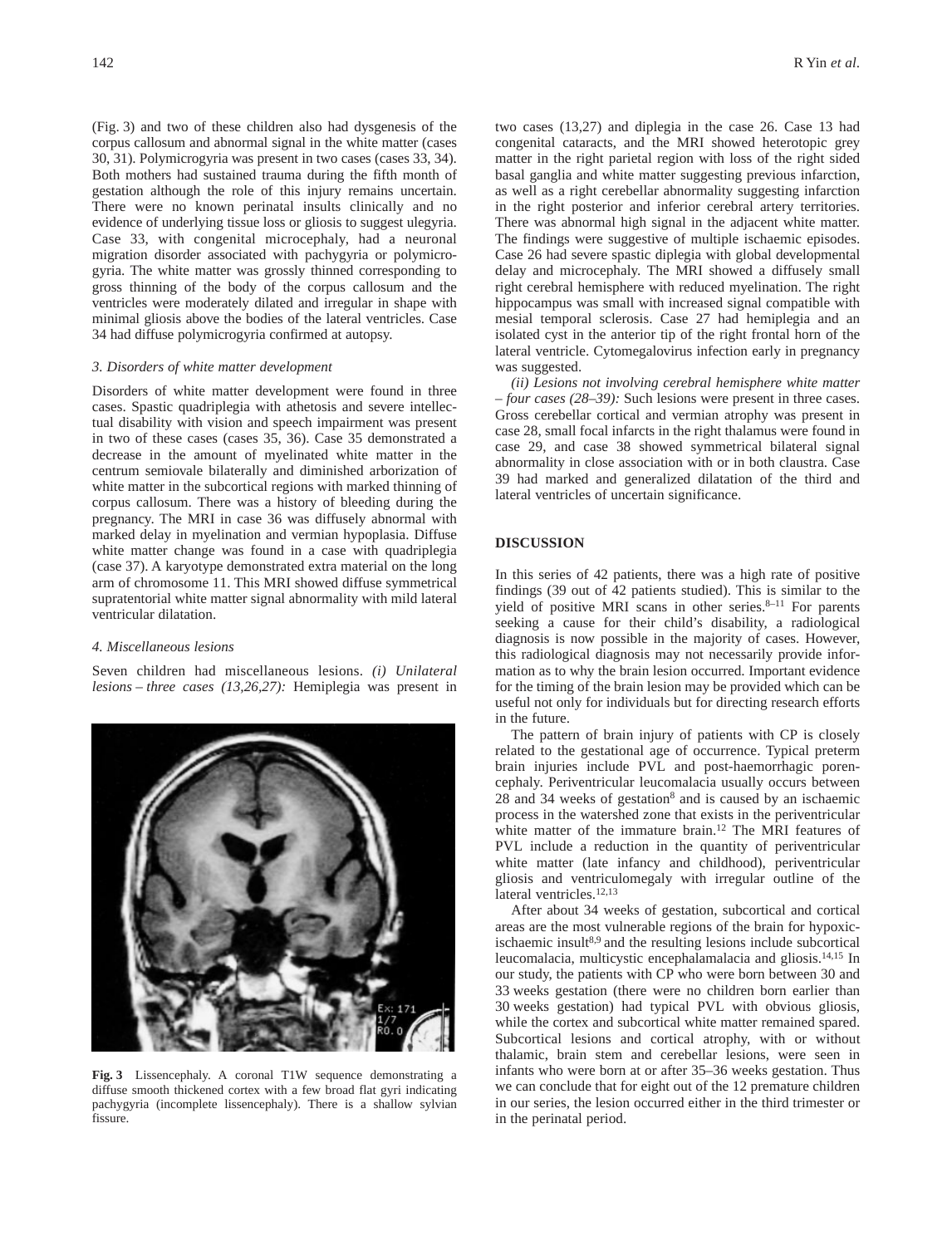(Fig. 3) and two of these children also had dysgenesis of the corpus callosum and abnormal signal in the white matter (cases 30, 31). Polymicrogyria was present in two cases (cases 33, 34). Both mothers had sustained trauma during the fifth month of gestation although the role of this injury remains uncertain. There were no known perinatal insults clinically and no evidence of underlying tissue loss or gliosis to suggest ulegyria. Case 33, with congenital microcephaly, had a neuronal migration disorder associated with pachygyria or polymicrogyria. The white matter was grossly thinned corresponding to gross thinning of the body of the corpus callosum and the ventricles were moderately dilated and irregular in shape with minimal gliosis above the bodies of the lateral ventricles. Case 34 had diffuse polymicrogyria confirmed at autopsy.

### *3. Disorders of white matter development*

Disorders of white matter development were found in three cases. Spastic quadriplegia with athetosis and severe intellectual disability with vision and speech impairment was present in two of these cases (cases 35, 36). Case 35 demonstrated a decrease in the amount of myelinated white matter in the centrum semiovale bilaterally and diminished arborization of white matter in the subcortical regions with marked thinning of corpus callosum. There was a history of bleeding during the pregnancy. The MRI in case 36 was diffusely abnormal with marked delay in myelination and vermian hypoplasia. Diffuse white matter change was found in a case with quadriplegia (case 37). A karyotype demonstrated extra material on the long arm of chromosome 11. This MRI showed diffuse symmetrical supratentorial white matter signal abnormality with mild lateral ventricular dilatation.

### *4. Miscellaneous lesions*

Seven children had miscellaneous lesions. *(i) Unilateral lesions – three cases (13,26,27):* Hemiplegia was present in two cases (13,27) and diplegia in the case 26. Case 13 had congenital cataracts, and the MRI showed heterotopic grey matter in the right parietal region with loss of the right sided basal ganglia and white matter suggesting previous infarction, as well as a right cerebellar abnormality suggesting infarction in the right posterior and inferior cerebral artery territories. There was abnormal high signal in the adjacent white matter. The findings were suggestive of multiple ischaemic episodes. Case 26 had severe spastic diplegia with global developmental delay and microcephaly. The MRI showed a diffusely small right cerebral hemisphere with reduced myelination. The right hippocampus was small with increased signal compatible with mesial temporal sclerosis. Case 27 had hemiplegia and an isolated cyst in the anterior tip of the right frontal horn of the lateral ventricle. Cytomegalovirus infection early in pregnancy was suggested.

*(ii) Lesions not involving cerebral hemisphere white matter – four cases (28–39):* Such lesions were present in three cases. Gross cerebellar cortical and vermian atrophy was present in case 28, small focal infarcts in the right thalamus were found in case 29, and case 38 showed symmetrical bilateral signal abnormality in close association with or in both claustra. Case 39 had marked and generalized dilatation of the third and lateral ventricles of uncertain significance.

Fig. 3 Lissencephaly. A coronal T1W sequence demonstrating a diffuse smooth thickened cortex with a few broad flat gyri indicating pachygyria (incomplete lissencephaly). There is a shallow sylvian fissure.

## DISCUSSION

In this series of 42 patients, there was a high rate of positive findings (39 out of 42 patients studied). This is similar to the yield of positive MRI scans in other series.[8–11] For parents seeking a cause for their child's disability, a radiological diagnosis is now possible in the majority of cases. However, this radiological diagnosis may not necessarily provide information as to why the brain lesion occurred. Important evidence for the timing of the brain lesion may be provided which can be useful not only for individuals but for directing research efforts in the future.

The pattern of brain injury of patients with CP is closely related to the gestational age of occurrence. Typical preterm brain injuries include PVL and post-haemorrhagic porencephaly. Periventricular leucomalacia usually occurs between 28 and 34 weeks of gestation[8] and is caused by an ischaemic process in the watershed zone that exists in the periventricular white matter of the immature brain.[12] The MRI features of PVL include a reduction in the quantity of periventricular white matter (late infancy and childhood), periventricular gliosis and ventriculomegaly with irregular outline of the lateral ventricles.[12,13]

After about 34 weeks of gestation, subcortical and cortical areas are the most vulnerable regions of the brain for hypoxic-ischaemic insult[8,9] and the resulting lesions include subcortical leucomalacia, multicystic encephalamalacia and gliosis.[14,15] In our study, the patients with CP who were born between 30 and 33 weeks gestation (there were no children born earlier than 30 weeks gestation) had typical PVL with obvious gliosis, while the cortex and subcortical white matter remained spared. Subcortical lesions and cortical atrophy, with or without thalamic, brain stem and cerebellar lesions, were seen in infants who were born at or after 35–36 weeks gestation. Thus we can conclude that for eight out of the 12 premature children in our series, the lesion occurred either in the third trimester or in the perinatal period.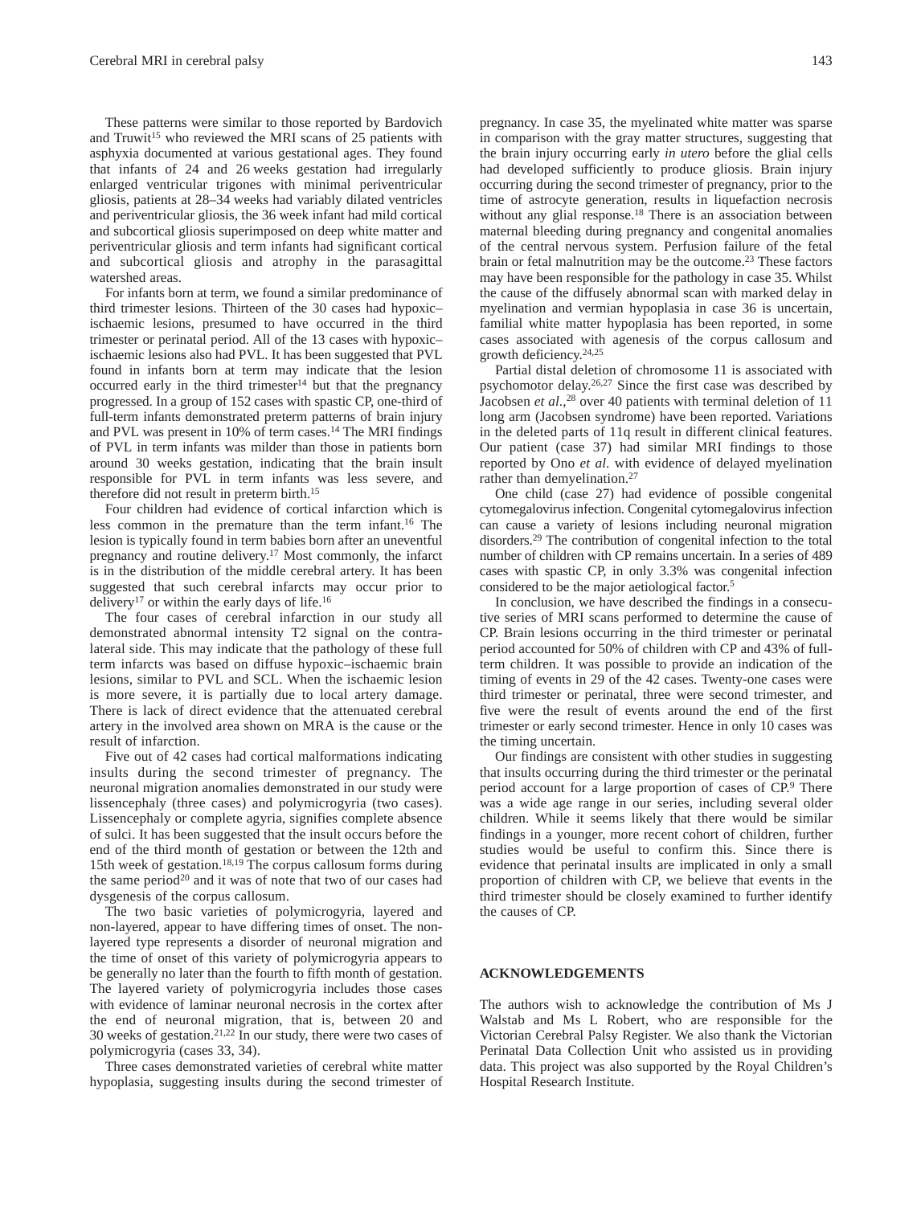These patterns were similar to those reported by Bardovich and Truwit[15] who reviewed the MRI scans of 25 patients with asphyxia documented at various gestational ages. They found that infants of 24 and 26 weeks gestation had irregularly enlarged ventricular trigones with minimal periventricular gliosis, patients at 28–34 weeks had variably dilated ventricles and periventricular gliosis, the 36 week infant had mild cortical and subcortical gliosis superimposed on deep white matter and periventricular gliosis and term infants had significant cortical and subcortical gliosis and atrophy in the parasagittal watershed areas.

For infants born at term, we found a similar predominance of third trimester lesions. Thirteen of the 30 cases had hypoxic–ischaemic lesions, presumed to have occurred in the third trimester or perinatal period. All of the 13 cases with hypoxic–ischaemic lesions also had PVL. It has been suggested that PVL found in infants born at term may indicate that the lesion occurred early in the third trimester[14] but that the pregnancy progressed. In a group of 152 cases with spastic CP, one-third of full-term infants demonstrated preterm patterns of brain injury and PVL was present in 10% of term cases.[14] The MRI findings of PVL in term infants was milder than those in patients born around 30 weeks gestation, indicating that the brain insult responsible for PVL in term infants was less severe, and therefore did not result in preterm birth.[15]

Four children had evidence of cortical infarction which is less common in the premature than the term infant.[16] The lesion is typically found in term babies born after an uneventful pregnancy and routine delivery.[17] Most commonly, the infarct is in the distribution of the middle cerebral artery. It has been suggested that such cerebral infarcts may occur prior to delivery[17] or within the early days of life.[16]

The four cases of cerebral infarction in our study all demonstrated abnormal intensity T2 signal on the contralateral side. This may indicate that the pathology of these full term infarcts was based on diffuse hypoxic–ischaemic brain lesions, similar to PVL and SCL. When the ischaemic lesion is more severe, it is partially due to local artery damage. There is lack of direct evidence that the attenuated cerebral artery in the involved area shown on MRA is the cause or the result of infarction.

Five out of 42 cases had cortical malformations indicating insults during the second trimester of pregnancy. The neuronal migration anomalies demonstrated in our study were lissencephaly (three cases) and polymicrogyria (two cases). Lissencephaly or complete agyria, signifies complete absence of sulci. It has been suggested that the insult occurs before the end of the third month of gestation or between the 12th and 15th week of gestation.[18,19] The corpus callosum forms during the same period[20] and it was of note that two of our cases had dysgenesis of the corpus callosum.

The two basic varieties of polymicrogyria, layered and non-layered, appear to have differing times of onset. The non-layered type represents a disorder of neuronal migration and the time of onset of this variety of polymicrogyria appears to be generally no later than the fourth to fifth month of gestation. The layered variety of polymicrogyria includes those cases with evidence of laminar neuronal necrosis in the cortex after the end of neuronal migration, that is, between 20 and 30 weeks of gestation.[21,22] In our study, there were two cases of polymicrogyria (cases 33, 34).

Three cases demonstrated varieties of cerebral white matter hypoplasia, suggesting insults during the second trimester of pregnancy. In case 35, the myelinated white matter was sparse in comparison with the gray matter structures, suggesting that the brain injury occurring early *in utero* before the glial cells had developed sufficiently to produce gliosis. Brain injury occurring during the second trimester of pregnancy, prior to the time of astrocyte generation, results in liquefaction necrosis without any glial response.[18] There is an association between maternal bleeding during pregnancy and congenital anomalies of the central nervous system. Perfusion failure of the fetal brain or fetal malnutrition may be the outcome.[23] These factors may have been responsible for the pathology in case 35. Whilst the cause of the diffusely abnormal scan with marked delay in myelination and vermian hypoplasia in case 36 is uncertain, familial white matter hypoplasia has been reported, in some cases associated with agenesis of the corpus callosum and growth deficiency.[24,25]

Partial distal deletion of chromosome 11 is associated with psychomotor delay.[26,27] Since the first case was described by Jacobsen *et al*.,[28] over 40 patients with terminal deletion of 11 long arm (Jacobsen syndrome) have been reported. Variations in the deleted parts of 11q result in different clinical features. Our patient (case 37) had similar MRI findings to those reported by Ono *et al*. with evidence of delayed myelination rather than demyelination.[27]

One child (case 27) had evidence of possible congenital cytomegalovirus infection. Congenital cytomegalovirus infection can cause a variety of lesions including neuronal migration disorders.[29] The contribution of congenital infection to the total number of children with CP remains uncertain. In a series of 489 cases with spastic CP, in only 3.3% was congenital infection considered to be the major aetiological factor.[5]

In conclusion, we have described the findings in a consecutive series of MRI scans performed to determine the cause of CP. Brain lesions occurring in the third trimester or perinatal period accounted for 50% of children with CP and 43% of full-term children. It was possible to provide an indication of the timing of events in 29 of the 42 cases. Twenty-one cases were third trimester or perinatal, three were second trimester, and five were the result of events around the end of the first trimester or early second trimester. Hence in only 10 cases was the timing uncertain.

Our findings are consistent with other studies in suggesting that insults occurring during the third trimester or the perinatal period account for a large proportion of cases of CP.[9] There was a wide age range in our series, including several older children. While it seems likely that there would be similar findings in a younger, more recent cohort of children, further studies would be useful to confirm this. Since there is evidence that perinatal insults are implicated in only a small proportion of children with CP, we believe that events in the third trimester should be closely examined to further identify the causes of CP.

## ACKNOWLEDGEMENTS

The authors wish to acknowledge the contribution of Ms J Walstab and Ms L Robert, who are responsible for the Victorian Cerebral Palsy Register. We also thank the Victorian Perinatal Data Collection Unit who assisted us in providing data. This project was also supported by the Royal Children's Hospital Research Institute.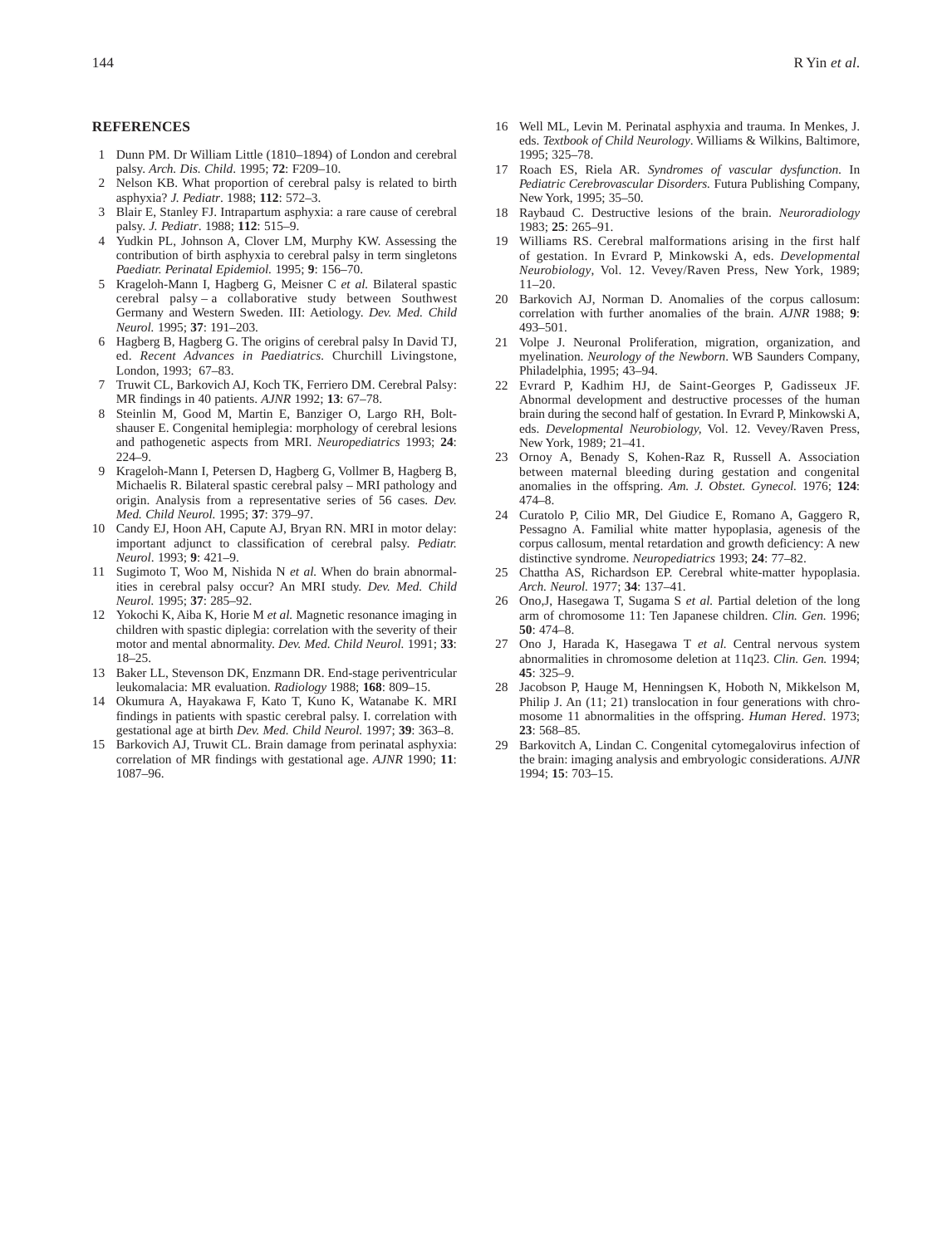## REFERENCES

1. Dunn PM. Dr William Little (1810–1894) of London and cerebral palsy. *Arch. Dis. Child*. 1995; **72**: F209–10.
2. Nelson KB. What proportion of cerebral palsy is related to birth asphyxia? *J. Pediatr*. 1988; **112**: 572–3.
3. Blair E, Stanley FJ. Intrapartum asphyxia: a rare cause of cerebral palsy. *J. Pediatr*. 1988; **112**: 515–9.
4. Yudkin PL, Johnson A, Clover LM, Murphy KW. Assessing the contribution of birth asphyxia to cerebral palsy in term singletons *Paediatr. Perinatal Epidemiol.* 1995; **9**: 156–70.
5. Krageloh-Mann I, Hagberg G, Meisner C *et al.* Bilateral spastic cerebral palsy – a collaborative study between Southwest Germany and Western Sweden. III: Aetiology. *Dev. Med. Child Neurol.* 1995; **37**: 191–203.
6. Hagberg B, Hagberg G. The origins of cerebral palsy In David TJ, ed. *Recent Advances in Paediatrics*. Churchill Livingstone, London, 1993; 67–83.
7. Truwit CL, Barkovich AJ, Koch TK, Ferriero DM. Cerebral Palsy: MR findings in 40 patients. *AJNR* 1992; **13**: 67–78.
8. Steinlin M, Good M, Martin E, Banziger O, Largo RH, Boltshauser E. Congenital hemiplegia: morphology of cerebral lesions and pathogenetic aspects from MRI. *Neuropediatrics* 1993; **24**: 224–9.
9. Krageloh-Mann I, Petersen D, Hagberg G, Vollmer B, Hagberg B, Michaelis R. Bilateral spastic cerebral palsy – MRI pathology and origin. Analysis from a representative series of 56 cases. *Dev. Med. Child Neurol.* 1995; **37**: 379–97.
10. Candy EJ, Hoon AH, Capute AJ, Bryan RN. MRI in motor delay: important adjunct to classification of cerebral palsy. *Pediatr. Neurol*. 1993; **9**: 421–9.
11. Sugimoto T, Woo M, Nishida N *et al.* When do brain abnormalities in cerebral palsy occur? An MRI study. *Dev. Med. Child Neurol.* 1995; **37**: 285–92.
12. Yokochi K, Aiba K, Horie M *et al.* Magnetic resonance imaging in children with spastic diplegia: correlation with the severity of their motor and mental abnormality. *Dev. Med. Child Neurol.* 1991; **33**: 18–25.
13. Baker LL, Stevenson DK, Enzmann DR. End-stage periventricular leukomalacia: MR evaluation. *Radiology* 1988; **168**: 809–15.
14. Okumura A, Hayakawa F, Kato T, Kuno K, Watanabe K. MRI findings in patients with spastic cerebral palsy. I. correlation with gestational age at birth *Dev. Med. Child Neurol.* 1997; **39**: 363–8.
15. Barkovich AJ, Truwit CL. Brain damage from perinatal asphyxia: correlation of MR findings with gestational age. *AJNR* 1990; **11**: 1087–96.
16. Well ML, Levin M. Perinatal asphyxia and trauma. In Menkes, J. eds. *Textbook of Child Neurology*. Williams & Wilkins, Baltimore, 1995; 325–78.
17. Roach ES, Riela AR. *Syndromes of vascular dysfunction*. In *Pediatric Cerebrovascular Disorders*. Futura Publishing Company, New York, 1995; 35–50.
18. Raybaud C. Destructive lesions of the brain. *Neuroradiology* 1983; **25**: 265–91.
19. Williams RS. Cerebral malformations arising in the first half of gestation. In Evrard P, Minkowski A, eds. *Developmental Neurobiology*, Vol. 12. Vevey/Raven Press, New York, 1989; 11–20.
20. Barkovich AJ, Norman D. Anomalies of the corpus callosum: correlation with further anomalies of the brain. *AJNR* 1988; **9**: 493–501.
21. Volpe J. Neuronal Proliferation, migration, organization, and myelination. *Neurology of the Newborn*. WB Saunders Company, Philadelphia, 1995; 43–94.
22. Evrard P, Kadhim HJ, de Saint-Georges P, Gadisseux JF. Abnormal development and destructive processes of the human brain during the second half of gestation. In Evrard P, Minkowski A, eds. *Developmental Neurobiology,* Vol. 12. Vevey/Raven Press, New York, 1989; 21–41.
23. Ornoy A, Benady S, Kohen-Raz R, Russell A. Association between maternal bleeding during gestation and congenital anomalies in the offspring. *Am. J. Obstet. Gynecol.* 1976; **124**: 474–8.
24. Curatolo P, Cilio MR, Del Giudice E, Romano A, Gaggero R, Pessagno A. Familial white matter hypoplasia, agenesis of the corpus callosum, mental retardation and growth deficiency: A new distinctive syndrome. *Neuropediatrics* 1993; **24**: 77–82.
25. Chattha AS, Richardson EP. Cerebral white-matter hypoplasia. *Arch. Neurol.* 1977; **34**: 137–41.
26. Ono,J, Hasegawa T, Sugama S *et al.* Partial deletion of the long arm of chromosome 11: Ten Japanese children. *Clin. Gen.* 1996; **50**: 474–8.
27. Ono J, Harada K, Hasegawa T *et al.* Central nervous system abnormalities in chromosome deletion at 11q23. *Clin. Gen.* 1994; **45**: 325–9.
28. Jacobson P, Hauge M, Henningsen K, Hoboth N, Mikkelson M, Philip J. An (11; 21) translocation in four generations with chromosome 11 abnormalities in the offspring. *Human Hered*. 1973; **23**: 568–85.
29. Barkovitch A, Lindan C. Congenital cytomegalovirus infection of the brain: imaging analysis and embryologic considerations. *AJNR* 1994; **15**: 703–15.